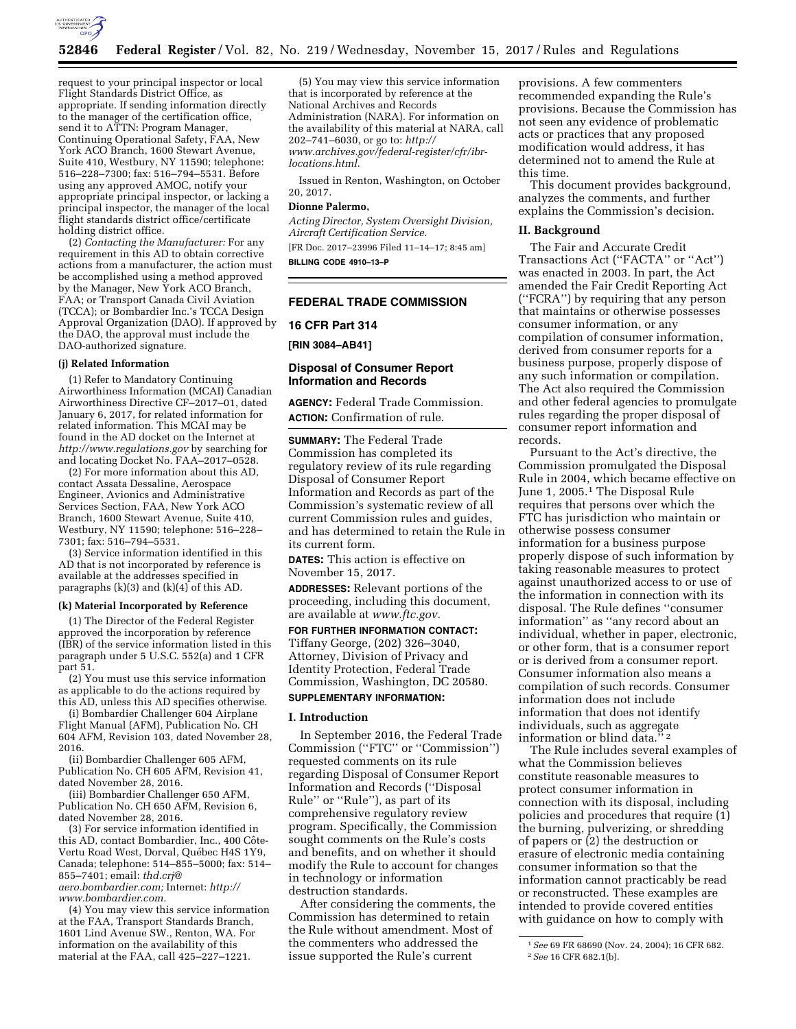request to your principal inspector or local Flight Standards District Office, as appropriate. If sending information directly to the manager of the certification office, send it to ATTN: Program Manager, Continuing Operational Safety, FAA, New York ACO Branch, 1600 Stewart Avenue, Suite 410, Westbury, NY 11590; telephone: 516–228–7300; fax: 516–794–5531. Before using any approved AMOC, notify your appropriate principal inspector, or lacking a principal inspector, the manager of the local flight standards district office/certificate holding district office.

(2) *Contacting the Manufacturer:* For any requirement in this AD to obtain corrective actions from a manufacturer, the action must be accomplished using a method approved by the Manager, New York ACO Branch, FAA; or Transport Canada Civil Aviation (TCCA); or Bombardier Inc.'s TCCA Design Approval Organization (DAO). If approved by the DAO, the approval must include the DAO-authorized signature.

**(j) Related Information**

(1) Refer to Mandatory Continuing Airworthiness Information (MCAI) Canadian Airworthiness Directive CF–2017–01, dated January 6, 2017, for related information. This MCAI may be found in the AD docket on the Internet at *http://www.regulations.gov* by searching for and locating Docket No. FAA–2017–0528.

(2) For more information about this AD, contact Assata Dessaline, Aerospace Engineer, Avionics and Administrative Services Section, FAA, New York ACO Branch, 1600 Stewart Avenue, Suite 410, Westbury, NY 11590; telephone: 516–228–7301; fax: 516–794–5531.

(3) Service information identified in this AD that is not incorporated by reference is available at the addresses specified in paragraphs (k)(3) and (k)(4) of this AD.

**(k) Material Incorporated by Reference**

(1) The Director of the Federal Register approved the incorporation by reference (IBR) of the service information listed in this paragraph under 5 U.S.C. 552(a) and 1 CFR part 51.

(2) You must use this service information as applicable to do the actions required by this AD, unless this AD specifies otherwise.

(i) Bombardier Challenger 604 Airplane Flight Manual (AFM), Publication No. CH 604 AFM, Revision 103, dated November 28, 2016.

(ii) Bombardier Challenger 605 AFM, Publication No. CH 605 AFM, Revision 41, dated November 28, 2016.

(iii) Bombardier Challenger 650 AFM, Publication No. CH 650 AFM, Revision 6, dated November 28, 2016.

(3) For service information identified in this AD, contact Bombardier, Inc., 400 Côte-Vertu Road West, Dorval, Québec H4S 1Y9, Canada; telephone: 514–855–5000; fax: 514–855–7401; email: *thd.crj@aero.bombardier.com;* Internet: *http://www.bombardier.com.*

(4) You may view this service information at the FAA, Transport Standards Branch, 1601 Lind Avenue SW., Renton, WA. For information on the availability of this material at the FAA, call 425–227–1221.

(5) You may view this service information that is incorporated by reference at the National Archives and Records Administration (NARA). For information on the availability of this material at NARA, call 202–741–6030, or go to: *http://www.archives.gov/federal-register/cfr/ibr-locations.html.*

Issued in Renton, Washington, on October 20, 2017.

**Dionne Palermo,**

*Acting Director, System Oversight Division, Aircraft Certification Service.*

[FR Doc. 2017–23996 Filed 11–14–17; 8:45 am]

**BILLING CODE 4910–13–P**

## FEDERAL TRADE COMMISSION

### 16 CFR Part 314

**[RIN 3084–AB41]**

### Disposal of Consumer Report Information and Records

**AGENCY:** Federal Trade Commission.

**ACTION:** Confirmation of rule.

**SUMMARY:** The Federal Trade Commission has completed its regulatory review of its rule regarding Disposal of Consumer Report Information and Records as part of the Commission's systematic review of all current Commission rules and guides, and has determined to retain the Rule in its current form.

**DATES:** This action is effective on November 15, 2017.

**ADDRESSES:** Relevant portions of the proceeding, including this document, are available at *www.ftc.gov.*

**FOR FURTHER INFORMATION CONTACT:** Tiffany George, (202) 326–3040, Attorney, Division of Privacy and Identity Protection, Federal Trade Commission, Washington, DC 20580.

**SUPPLEMENTARY INFORMATION:**

#### I. Introduction

In September 2016, the Federal Trade Commission (''FTC'' or ''Commission'') requested comments on its rule regarding Disposal of Consumer Report Information and Records (''Disposal Rule'' or ''Rule''), as part of its comprehensive regulatory review program. Specifically, the Commission sought comments on the Rule's costs and benefits, and on whether it should modify the Rule to account for changes in technology or information destruction standards.

After considering the comments, the Commission has determined to retain the Rule without amendment. Most of the commenters who addressed the issue supported the Rule's current provisions. A few commenters recommended expanding the Rule's provisions. Because the Commission has not seen any evidence of problematic acts or practices that any proposed modification would address, it has determined not to amend the Rule at this time.

This document provides background, analyzes the comments, and further explains the Commission's decision.

#### II. Background

The Fair and Accurate Credit Transactions Act (''FACTA'' or ''Act'') was enacted in 2003. In part, the Act amended the Fair Credit Reporting Act (''FCRA'') by requiring that any person that maintains or otherwise possesses consumer information, or any compilation of consumer information, derived from consumer reports for a business purpose, properly dispose of any such information or compilation. The Act also required the Commission and other federal agencies to promulgate rules regarding the proper disposal of consumer report information and records.

Pursuant to the Act's directive, the Commission promulgated the Disposal Rule in 2004, which became effective on June 1, 2005.[1] The Disposal Rule requires that persons over which the FTC has jurisdiction who maintain or otherwise possess consumer information for a business purpose properly dispose of such information by taking reasonable measures to protect against unauthorized access to or use of the information in connection with its disposal. The Rule defines ''consumer information'' as ''any record about an individual, whether in paper, electronic, or other form, that is a consumer report or is derived from a consumer report. Consumer information also means a compilation of such records. Consumer information does not include information that does not identify individuals, such as aggregate information or blind data.''[2]

The Rule includes several examples of what the Commission believes constitute reasonable measures to protect consumer information in connection with its disposal, including policies and procedures that require (1) the burning, pulverizing, or shredding of papers or (2) the destruction or erasure of electronic media containing consumer information so that the information cannot practicably be read or reconstructed. These examples are intended to provide covered entities with guidance on how to comply with

[1] *See* 69 FR 68690 (Nov. 24, 2004); 16 CFR 682.

[2] *See* 16 CFR 682.1(b).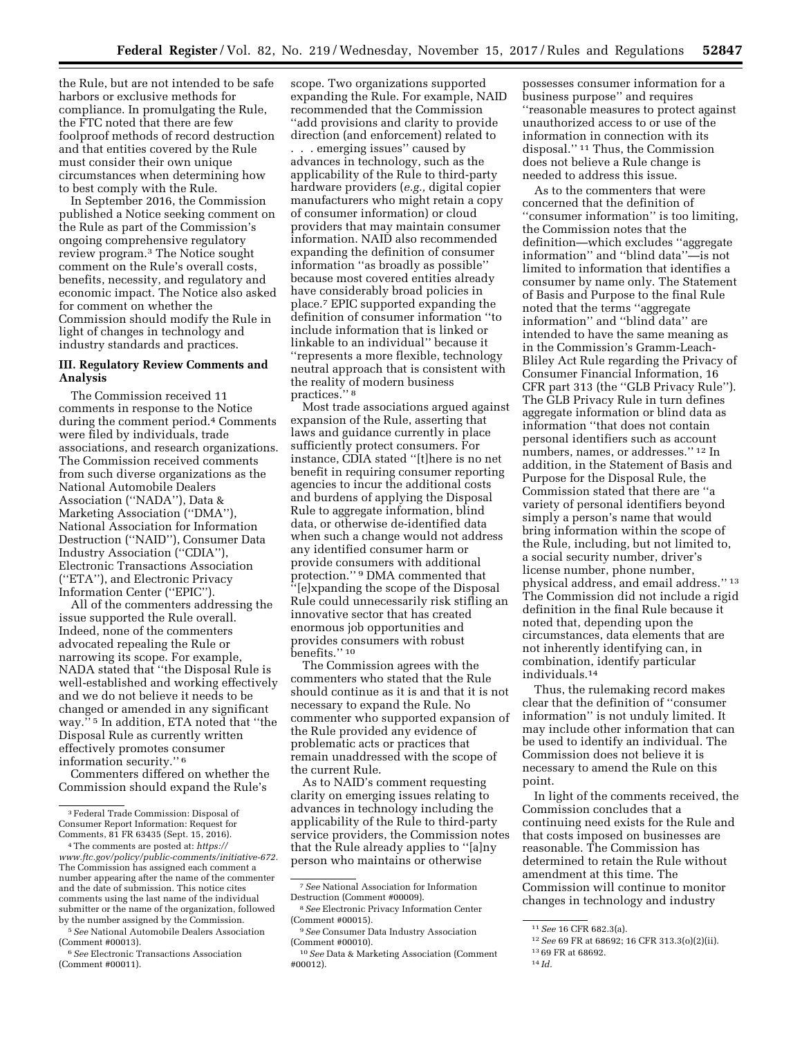the Rule, but are not intended to be safe harbors or exclusive methods for compliance. In promulgating the Rule, the FTC noted that there are few foolproof methods of record destruction and that entities covered by the Rule must consider their own unique circumstances when determining how to best comply with the Rule.

In September 2016, the Commission published a Notice seeking comment on the Rule as part of the Commission's ongoing comprehensive regulatory review program.[3] The Notice sought comment on the Rule's overall costs, benefits, necessity, and regulatory and economic impact. The Notice also asked for comment on whether the Commission should modify the Rule in light of changes in technology and industry standards and practices.

### III. Regulatory Review Comments and Analysis

The Commission received 11 comments in response to the Notice during the comment period.[4] Comments were filed by individuals, trade associations, and research organizations. The Commission received comments from such diverse organizations as the National Automobile Dealers Association (''NADA''), Data & Marketing Association (''DMA''), National Association for Information Destruction (''NAID''), Consumer Data Industry Association (''CDIA''), Electronic Transactions Association (''ETA''), and Electronic Privacy Information Center (''EPIC'').

All of the commenters addressing the issue supported the Rule overall. Indeed, none of the commenters advocated repealing the Rule or narrowing its scope. For example, NADA stated that ''the Disposal Rule is well-established and working effectively and we do not believe it needs to be changed or amended in any significant way.''[5] In addition, ETA noted that ''the Disposal Rule as currently written effectively promotes consumer information security.''[6]

Commenters differed on whether the Commission should expand the Rule's scope. Two organizations supported expanding the Rule. For example, NAID recommended that the Commission ''add provisions and clarity to provide direction (and enforcement) related to . . . emerging issues'' caused by advances in technology, such as the applicability of the Rule to third-party hardware providers (*e.g.,* digital copier manufacturers who might retain a copy of consumer information) or cloud providers that may maintain consumer information. NAID also recommended expanding the definition of consumer information ''as broadly as possible'' because most covered entities already have considerably broad policies in place.[7] EPIC supported expanding the definition of consumer information ''to include information that is linked or linkable to an individual'' because it ''represents a more flexible, technology neutral approach that is consistent with the reality of modern business practices.''[8]

Most trade associations argued against expansion of the Rule, asserting that laws and guidance currently in place sufficiently protect consumers. For instance, CDIA stated ''[t]here is no net benefit in requiring consumer reporting agencies to incur the additional costs and burdens of applying the Disposal Rule to aggregate information, blind data, or otherwise de-identified data when such a change would not address any identified consumer harm or provide consumers with additional protection.''[9] DMA commented that ''[e]xpanding the scope of the Disposal Rule could unnecessarily risk stifling an innovative sector that has created enormous job opportunities and provides consumers with robust benefits.''[10]

The Commission agrees with the commenters who stated that the Rule should continue as it is and that it is not necessary to expand the Rule. No commenter who supported expansion of the Rule provided any evidence of problematic acts or practices that remain unaddressed with the scope of the current Rule.

As to NAID's comment requesting clarity on emerging issues relating to advances in technology including the applicability of the Rule to third-party service providers, the Commission notes that the Rule already applies to ''[a]ny person who maintains or otherwise possesses consumer information for a business purpose'' and requires ''reasonable measures to protect against unauthorized access to or use of the information in connection with its disposal.''[11] Thus, the Commission does not believe a Rule change is needed to address this issue.

As to the commenters that were concerned that the definition of ''consumer information'' is too limiting, the Commission notes that the definition—which excludes ''aggregate information'' and ''blind data''—is not limited to information that identifies a consumer by name only. The Statement of Basis and Purpose to the final Rule noted that the terms ''aggregate information'' and ''blind data'' are intended to have the same meaning as in the Commission's Gramm-Leach-Bliley Act Rule regarding the Privacy of Consumer Financial Information, 16 CFR part 313 (the ''GLB Privacy Rule''). The GLB Privacy Rule in turn defines aggregate information or blind data as information ''that does not contain personal identifiers such as account numbers, names, or addresses.''[12] In addition, in the Statement of Basis and Purpose for the Disposal Rule, the Commission stated that there are ''a variety of personal identifiers beyond simply a person's name that would bring information within the scope of the Rule, including, but not limited to, a social security number, driver's license number, phone number, physical address, and email address.''[13] The Commission did not include a rigid definition in the final Rule because it noted that, depending upon the circumstances, data elements that are not inherently identifying can, in combination, identify particular individuals.[14]

Thus, the rulemaking record makes clear that the definition of ''consumer information'' is not unduly limited. It may include other information that can be used to identify an individual. The Commission does not believe it is necessary to amend the Rule on this point.

In light of the comments received, the Commission concludes that a continuing need exists for the Rule and that costs imposed on businesses are reasonable. The Commission has determined to retain the Rule without amendment at this time. The Commission will continue to monitor changes in technology and industry

---

[3] Federal Trade Commission: Disposal of Consumer Report Information: Request for Comments, 81 FR 63435 (Sept. 15, 2016).

[4] The comments are posted at: *https://www.ftc.gov/policy/public-comments/initiative-672.* The Commission has assigned each comment a number appearing after the name of the commenter and the date of submission. This notice cites comments using the last name of the individual submitter or the name of the organization, followed by the number assigned by the Commission.

[5] *See* National Automobile Dealers Association (Comment #00013).

[6] *See* Electronic Transactions Association (Comment #00011).

[7] *See* National Association for Information Destruction (Comment #00009).

[8] *See* Electronic Privacy Information Center (Comment #00015).

[9] *See* Consumer Data Industry Association (Comment #00010).

[10] *See* Data & Marketing Association (Comment #00012).

[11] *See* 16 CFR 682.3(a).

[12] *See* 69 FR at 68692; 16 CFR 313.3(o)(2)(ii).

[13] 69 FR at 68692.

[14] *Id.*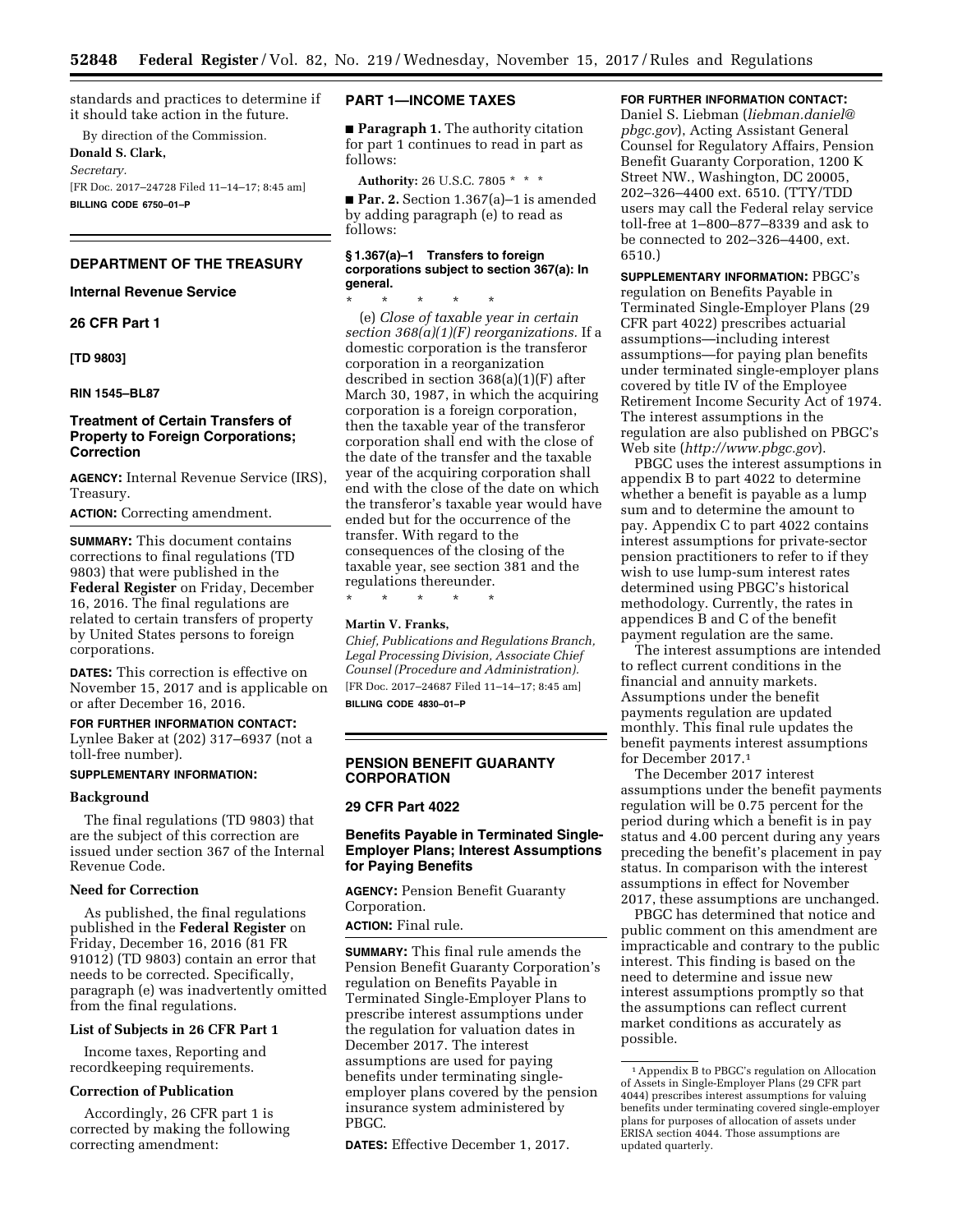standards and practices to determine if it should take action in the future.

By direction of the Commission.

**Donald S. Clark,**

*Secretary.*

[FR Doc. 2017–24728 Filed 11–14–17; 8:45 am]

**BILLING CODE 6750–01–P**

## DEPARTMENT OF THE TREASURY

### Internal Revenue Service

### 26 CFR Part 1

**[TD 9803]**

**RIN 1545–BL87**

## Treatment of Certain Transfers of Property to Foreign Corporations; Correction

**AGENCY:** Internal Revenue Service (IRS), Treasury.

**ACTION:** Correcting amendment.

**SUMMARY:** This document contains corrections to final regulations (TD 9803) that were published in the **Federal Register** on Friday, December 16, 2016. The final regulations are related to certain transfers of property by United States persons to foreign corporations.

**DATES:** This correction is effective on November 15, 2017 and is applicable on or after December 16, 2016.

**FOR FURTHER INFORMATION CONTACT:** Lynlee Baker at (202) 317–6937 (not a toll-free number).

**SUPPLEMENTARY INFORMATION:**

### Background

The final regulations (TD 9803) that are the subject of this correction are issued under section 367 of the Internal Revenue Code.

### Need for Correction

As published, the final regulations published in the **Federal Register** on Friday, December 16, 2016 (81 FR 91012) (TD 9803) contain an error that needs to be corrected. Specifically, paragraph (e) was inadvertently omitted from the final regulations.

### List of Subjects in 26 CFR Part 1

Income taxes, Reporting and recordkeeping requirements.

### Correction of Publication

Accordingly, 26 CFR part 1 is corrected by making the following correcting amendment:

## PART 1—INCOME TAXES

■ **Paragraph 1.** The authority citation for part 1 continues to read in part as follows:

**Authority:** 26 U.S.C. 7805 * * *

■ **Par. 2.** Section 1.367(a)–1 is amended by adding paragraph (e) to read as follows:

### § 1.367(a)–1 Transfers to foreign corporations subject to section 367(a): In general.

\* \* \* \* \*

(e) *Close of taxable year in certain section 368(a)(1)(F) reorganizations.* If a domestic corporation is the transferor corporation in a reorganization described in section 368(a)(1)(F) after March 30, 1987, in which the acquiring corporation is a foreign corporation, then the taxable year of the transferor corporation shall end with the close of the date of the transfer and the taxable year of the acquiring corporation shall end with the close of the date on which the transferor's taxable year would have ended but for the occurrence of the transfer. With regard to the consequences of the closing of the taxable year, see section 381 and the regulations thereunder.

\* \* \* \* \*

**Martin V. Franks,**

*Chief, Publications and Regulations Branch, Legal Processing Division, Associate Chief Counsel (Procedure and Administration).*

[FR Doc. 2017–24687 Filed 11–14–17; 8:45 am]

**BILLING CODE 4830–01–P**

## PENSION BENEFIT GUARANTY CORPORATION

### 29 CFR Part 4022

## Benefits Payable in Terminated Single-Employer Plans; Interest Assumptions for Paying Benefits

**AGENCY:** Pension Benefit Guaranty Corporation.

**ACTION:** Final rule.

**SUMMARY:** This final rule amends the Pension Benefit Guaranty Corporation's regulation on Benefits Payable in Terminated Single-Employer Plans to prescribe interest assumptions under the regulation for valuation dates in December 2017. The interest assumptions are used for paying benefits under terminating single-employer plans covered by the pension insurance system administered by PBGC.

**DATES:** Effective December 1, 2017.

**FOR FURTHER INFORMATION CONTACT:** Daniel S. Liebman (*liebman.daniel@pbgc.gov*), Acting Assistant General Counsel for Regulatory Affairs, Pension Benefit Guaranty Corporation, 1200 K Street NW., Washington, DC 20005, 202–326–4400 ext. 6510. (TTY/TDD users may call the Federal relay service toll-free at 1–800–877–8339 and ask to be connected to 202–326–4400, ext. 6510.)

**SUPPLEMENTARY INFORMATION:** PBGC's regulation on Benefits Payable in Terminated Single-Employer Plans (29 CFR part 4022) prescribes actuarial assumptions—including interest assumptions—for paying plan benefits under terminated single-employer plans covered by title IV of the Employee Retirement Income Security Act of 1974. The interest assumptions in the regulation are also published on PBGC's Web site (*http://www.pbgc.gov*).

PBGC uses the interest assumptions in appendix B to part 4022 to determine whether a benefit is payable as a lump sum and to determine the amount to pay. Appendix C to part 4022 contains interest assumptions for private-sector pension practitioners to refer to if they wish to use lump-sum interest rates determined using PBGC's historical methodology. Currently, the rates in appendices B and C of the benefit payment regulation are the same.

The interest assumptions are intended to reflect current conditions in the financial and annuity markets. Assumptions under the benefit payments regulation are updated monthly. This final rule updates the benefit payments interest assumptions for December 2017.[1]

The December 2017 interest assumptions under the benefit payments regulation will be 0.75 percent for the period during which a benefit is in pay status and 4.00 percent during any years preceding the benefit's placement in pay status. In comparison with the interest assumptions in effect for November 2017, these assumptions are unchanged.

PBGC has determined that notice and public comment on this amendment are impracticable and contrary to the public interest. This finding is based on the need to determine and issue new interest assumptions promptly so that the assumptions can reflect current market conditions as accurately as possible.

[1] Appendix B to PBGC's regulation on Allocation of Assets in Single-Employer Plans (29 CFR part 4044) prescribes interest assumptions for valuing benefits under terminating covered single-employer plans for purposes of allocation of assets under ERISA section 4044. Those assumptions are updated quarterly.